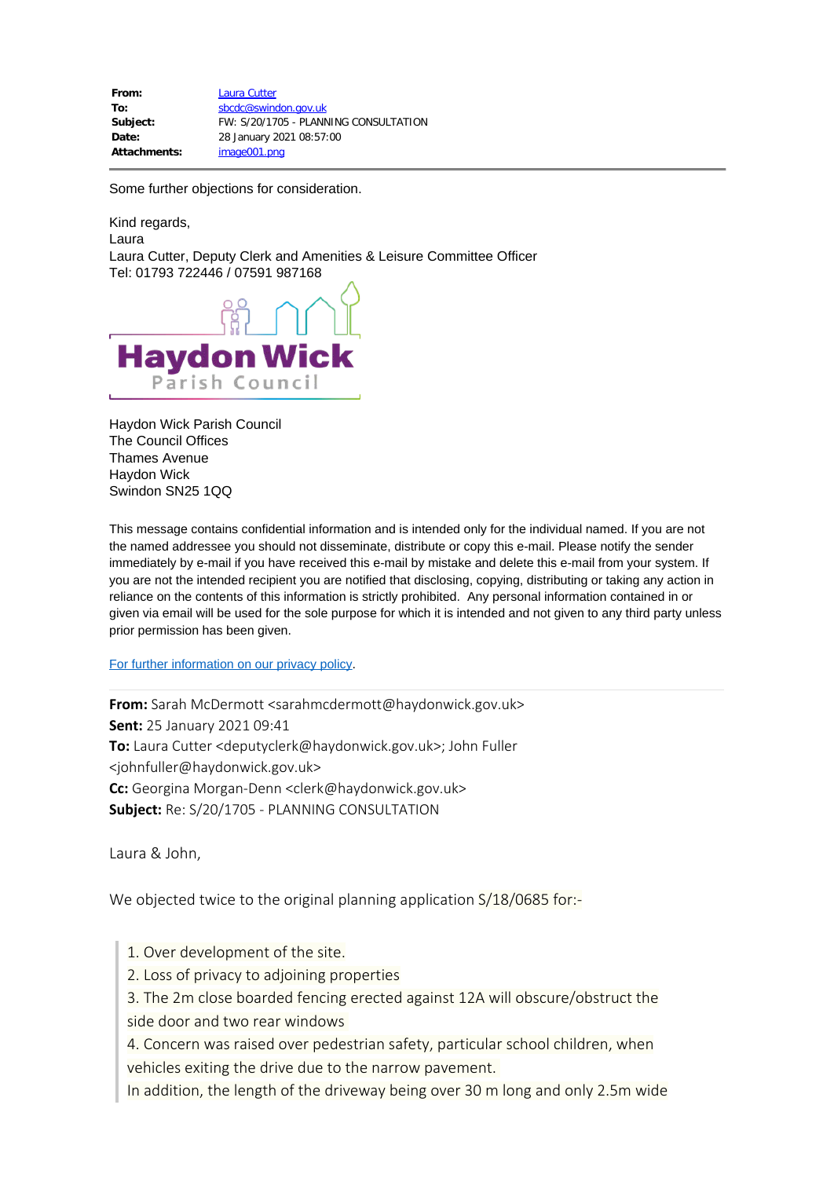| | |
|---|---|
| **From:** | Laura Cutter |
| **To:** | sbcdc@swindon.gov.uk |
| **Subject:** | FW: S/20/1705 - PLANNING CONSULTATION |
| **Date:** | 28 January 2021 08:57:00 |
| **Attachments:** | image001.png |

Some further objections for consideration.

Kind regards,
Laura
Laura Cutter, Deputy Clerk and Amenities & Leisure Committee Officer
Tel: 01793 722446 / 07591 987168

Haydon Wick
Parish Council

Haydon Wick Parish Council
The Council Offices
Thames Avenue
Haydon Wick
Swindon SN25 1QQ

This message contains confidential information and is intended only for the individual named. If you are not the named addressee you should not disseminate, distribute or copy this e-mail. Please notify the sender immediately by e-mail if you have received this e-mail by mistake and delete this e-mail from your system. If you are not the intended recipient you are notified that disclosing, copying, distributing or taking any action in reliance on the contents of this information is strictly prohibited. Any personal information contained in or given via email will be used for the sole purpose for which it is intended and not given to any third party unless prior permission has been given.

For further information on our privacy policy.

---

**From:** Sarah McDermott <sarahmcdermott@haydonwick.gov.uk>
**Sent:** 25 January 2021 09:41
**To:** Laura Cutter <deputyclerk@haydonwick.gov.uk>; John Fuller <johnfuller@haydonwick.gov.uk>
**Cc:** Georgina Morgan-Denn <clerk@haydonwick.gov.uk>
**Subject:** Re: S/20/1705 - PLANNING CONSULTATION

Laura & John,

We objected twice to the original planning application S/18/0685 for:-

> 1. Over development of the site.
> 2. Loss of privacy to adjoining properties
> 3. The 2m close boarded fencing erected against 12A will obscure/obstruct the side door and two rear windows
> 4. Concern was raised over pedestrian safety, particular school children, when vehicles exiting the drive due to the narrow pavement.
> In addition, the length of the driveway being over 30 m long and only 2.5m wide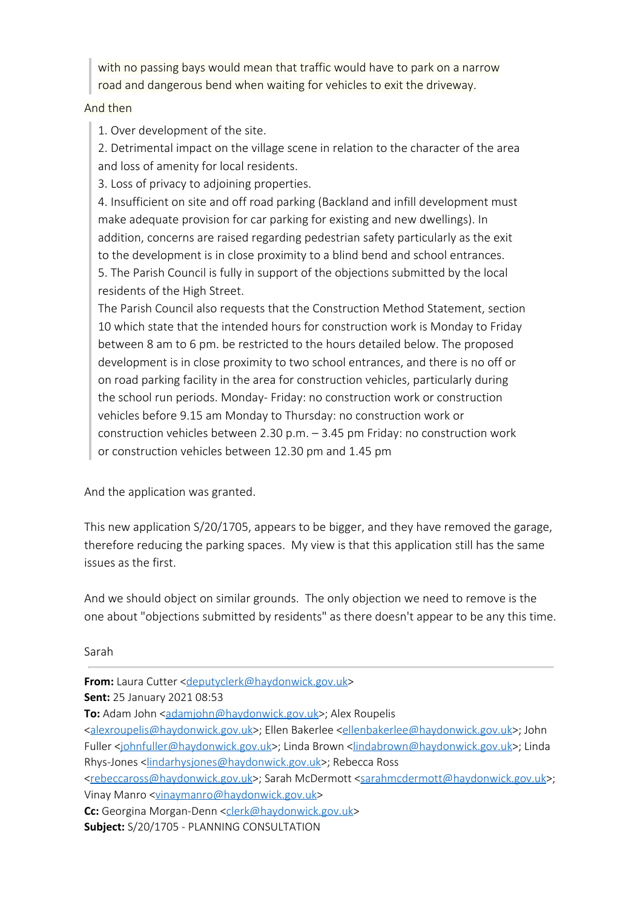> with no passing bays would mean that traffic would have to park on a narrow road and dangerous bend when waiting for vehicles to exit the driveway.

And then

> 1. Over development of the site.
> 2. Detrimental impact on the village scene in relation to the character of the area and loss of amenity for local residents.
> 3. Loss of privacy to adjoining properties.
> 4. Insufficient on site and off road parking (Backland and infill development must make adequate provision for car parking for existing and new dwellings). In addition, concerns are raised regarding pedestrian safety particularly as the exit to the development is in close proximity to a blind bend and school entrances.
> 5. The Parish Council is fully in support of the objections submitted by the local residents of the High Street.
>
> The Parish Council also requests that the Construction Method Statement, section 10 which state that the intended hours for construction work is Monday to Friday between 8 am to 6 pm. be restricted to the hours detailed below. The proposed development is in close proximity to two school entrances, and there is no off or on road parking facility in the area for construction vehicles, particularly during the school run periods. Monday- Friday: no construction work or construction vehicles before 9.15 am Monday to Thursday: no construction work or construction vehicles between 2.30 p.m. – 3.45 pm Friday: no construction work or construction vehicles between 12.30 pm and 1.45 pm

And the application was granted.

This new application S/20/1705, appears to be bigger, and they have removed the garage, therefore reducing the parking spaces. My view is that this application still has the same issues as the first.

And we should object on similar grounds. The only objection we need to remove is the one about "objections submitted by residents" as there doesn't appear to be any this time.

Sarah

---

**From:** Laura Cutter <deputyclerk@haydonwick.gov.uk>
**Sent:** 25 January 2021 08:53
**To:** Adam John <adamjohn@haydonwick.gov.uk>; Alex Roupelis <alexroupelis@haydonwick.gov.uk>; Ellen Bakerlee <ellenbakerlee@haydonwick.gov.uk>; John Fuller <johnfuller@haydonwick.gov.uk>; Linda Brown <lindabrown@haydonwick.gov.uk>; Linda Rhys-Jones <lindarhysjones@haydonwick.gov.uk>; Rebecca Ross <rebeccaross@haydonwick.gov.uk>; Sarah McDermott <sarahmcdermott@haydonwick.gov.uk>; Vinay Manro <vinaymanro@haydonwick.gov.uk>
**Cc:** Georgina Morgan-Denn <clerk@haydonwick.gov.uk>
**Subject:** S/20/1705 - PLANNING CONSULTATION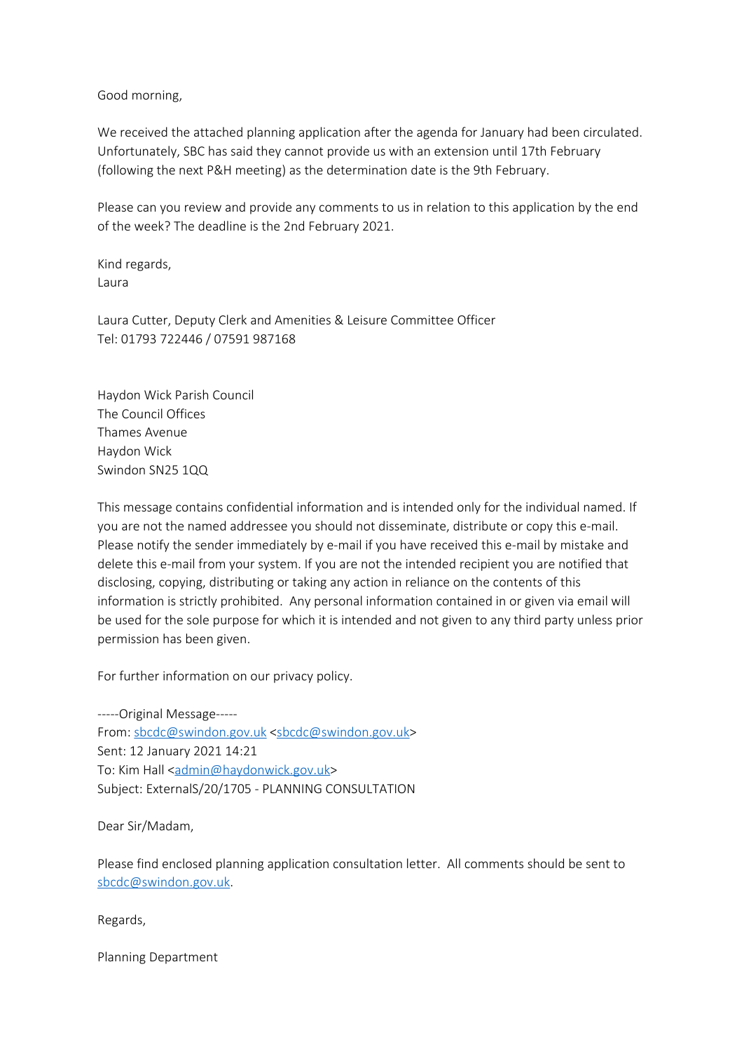Good morning,

We received the attached planning application after the agenda for January had been circulated. Unfortunately, SBC has said they cannot provide us with an extension until 17th February (following the next P&H meeting) as the determination date is the 9th February.

Please can you review and provide any comments to us in relation to this application by the end of the week? The deadline is the 2nd February 2021.

Kind regards,
Laura

Laura Cutter, Deputy Clerk and Amenities & Leisure Committee Officer
Tel: 01793 722446 / 07591 987168

Haydon Wick Parish Council
The Council Offices
Thames Avenue
Haydon Wick
Swindon SN25 1QQ

This message contains confidential information and is intended only for the individual named. If you are not the named addressee you should not disseminate, distribute or copy this e-mail. Please notify the sender immediately by e-mail if you have received this e-mail by mistake and delete this e-mail from your system. If you are not the intended recipient you are notified that disclosing, copying, distributing or taking any action in reliance on the contents of this information is strictly prohibited. Any personal information contained in or given via email will be used for the sole purpose for which it is intended and not given to any third party unless prior permission has been given.

For further information on our privacy policy.

-----Original Message-----
From: sbcdc@swindon.gov.uk <sbcdc@swindon.gov.uk>
Sent: 12 January 2021 14:21
To: Kim Hall <admin@haydonwick.gov.uk>
Subject: ExternalS/20/1705 - PLANNING CONSULTATION

Dear Sir/Madam,

Please find enclosed planning application consultation letter. All comments should be sent to sbcdc@swindon.gov.uk.

Regards,

Planning Department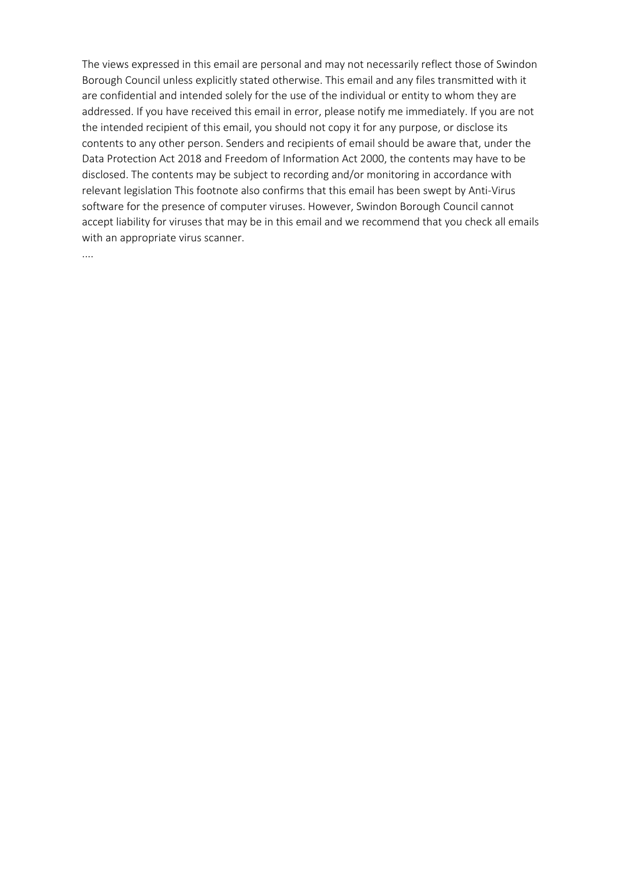The views expressed in this email are personal and may not necessarily reflect those of Swindon Borough Council unless explicitly stated otherwise. This email and any files transmitted with it are confidential and intended solely for the use of the individual or entity to whom they are addressed. If you have received this email in error, please notify me immediately. If you are not the intended recipient of this email, you should not copy it for any purpose, or disclose its contents to any other person. Senders and recipients of email should be aware that, under the Data Protection Act 2018 and Freedom of Information Act 2000, the contents may have to be disclosed. The contents may be subject to recording and/or monitoring in accordance with relevant legislation This footnote also confirms that this email has been swept by Anti-Virus software for the presence of computer viruses. However, Swindon Borough Council cannot accept liability for viruses that may be in this email and we recommend that you check all emails with an appropriate virus scanner.

....